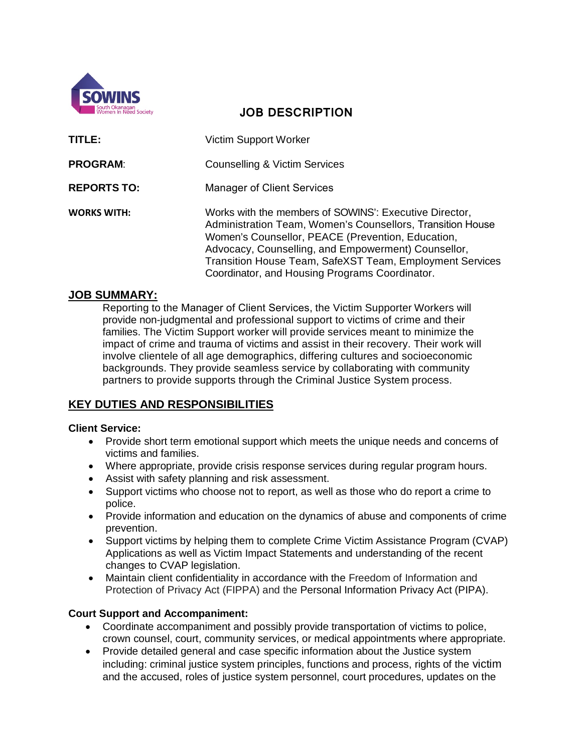SOWINS
South Okanagan Women In Need Society

# JOB DESCRIPTION

| | |
|---|---|
| **TITLE:** | Victim Support Worker |
| **PROGRAM**: | Counselling & Victim Services |
| **REPORTS TO:** | Manager of Client Services |
| **WORKS WITH:** | Works with the members of SOWINS': Executive Director, Administration Team, Women's Counsellors, Transition House Women's Counsellor, PEACE (Prevention, Education, Advocacy, Counselling, and Empowerment) Counsellor, Transition House Team, SafeXST Team, Employment Services Coordinator, and Housing Programs Coordinator. |

## JOB SUMMARY:

Reporting to the Manager of Client Services, the Victim Supporter Workers will provide non-judgmental and professional support to victims of crime and their families. The Victim Support worker will provide services meant to minimize the impact of crime and trauma of victims and assist in their recovery. Their work will involve clientele of all age demographics, differing cultures and socioeconomic backgrounds. They provide seamless service by collaborating with community partners to provide supports through the Criminal Justice System process.

## KEY DUTIES AND RESPONSIBILITIES

### Client Service:

- Provide short term emotional support which meets the unique needs and concerns of victims and families.
- Where appropriate, provide crisis response services during regular program hours.
- Assist with safety planning and risk assessment.
- Support victims who choose not to report, as well as those who do report a crime to police.
- Provide information and education on the dynamics of abuse and components of crime prevention.
- Support victims by helping them to complete Crime Victim Assistance Program (CVAP) Applications as well as Victim Impact Statements and understanding of the recent changes to CVAP legislation.
- Maintain client confidentiality in accordance with the Freedom of Information and Protection of Privacy Act (FIPPA) and the Personal Information Privacy Act (PIPA).

### Court Support and Accompaniment:

- Coordinate accompaniment and possibly provide transportation of victims to police, crown counsel, court, community services, or medical appointments where appropriate.
- Provide detailed general and case specific information about the Justice system including: criminal justice system principles, functions and process, rights of the victim and the accused, roles of justice system personnel, court procedures, updates on the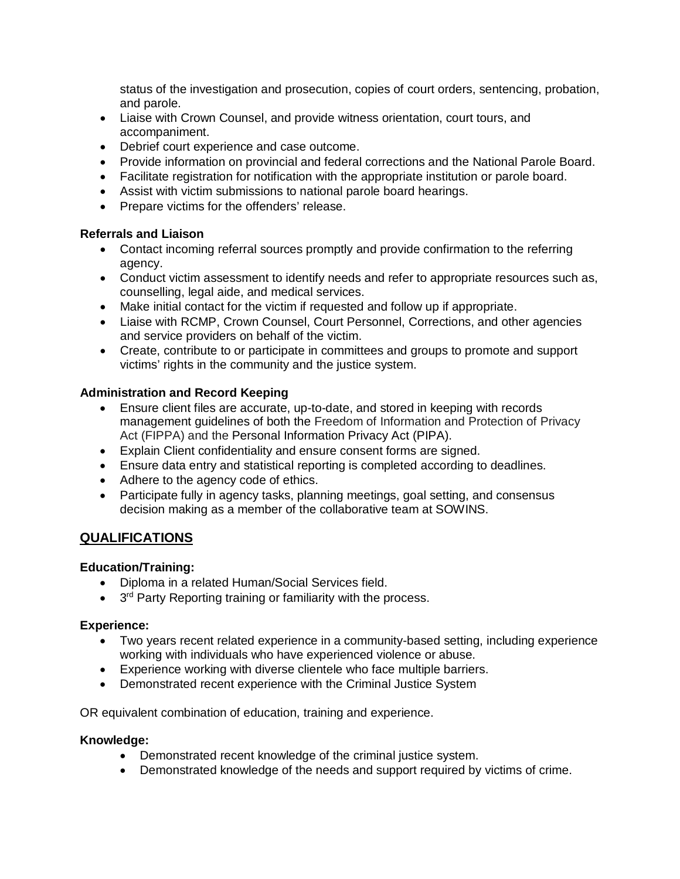status of the investigation and prosecution, copies of court orders, sentencing, probation, and parole.

- Liaise with Crown Counsel, and provide witness orientation, court tours, and accompaniment.
- Debrief court experience and case outcome.
- Provide information on provincial and federal corrections and the National Parole Board.
- Facilitate registration for notification with the appropriate institution or parole board.
- Assist with victim submissions to national parole board hearings.
- Prepare victims for the offenders' release.

**Referrals and Liaison**

- Contact incoming referral sources promptly and provide confirmation to the referring agency.
- Conduct victim assessment to identify needs and refer to appropriate resources such as, counselling, legal aide, and medical services.
- Make initial contact for the victim if requested and follow up if appropriate.
- Liaise with RCMP, Crown Counsel, Court Personnel, Corrections, and other agencies and service providers on behalf of the victim.
- Create, contribute to or participate in committees and groups to promote and support victims' rights in the community and the justice system.

**Administration and Record Keeping**

- Ensure client files are accurate, up-to-date, and stored in keeping with records management guidelines of both the Freedom of Information and Protection of Privacy Act (FIPPA) and the Personal Information Privacy Act (PIPA).
- Explain Client confidentiality and ensure consent forms are signed.
- Ensure data entry and statistical reporting is completed according to deadlines.
- Adhere to the agency code of ethics.
- Participate fully in agency tasks, planning meetings, goal setting, and consensus decision making as a member of the collaborative team at SOWINS.

## QUALIFICATIONS

**Education/Training:**

- Diploma in a related Human/Social Services field.
- 3rd Party Reporting training or familiarity with the process.

**Experience:**

- Two years recent related experience in a community-based setting, including experience working with individuals who have experienced violence or abuse.
- Experience working with diverse clientele who face multiple barriers.
- Demonstrated recent experience with the Criminal Justice System

OR equivalent combination of education, training and experience.

**Knowledge:**

- Demonstrated recent knowledge of the criminal justice system.
- Demonstrated knowledge of the needs and support required by victims of crime.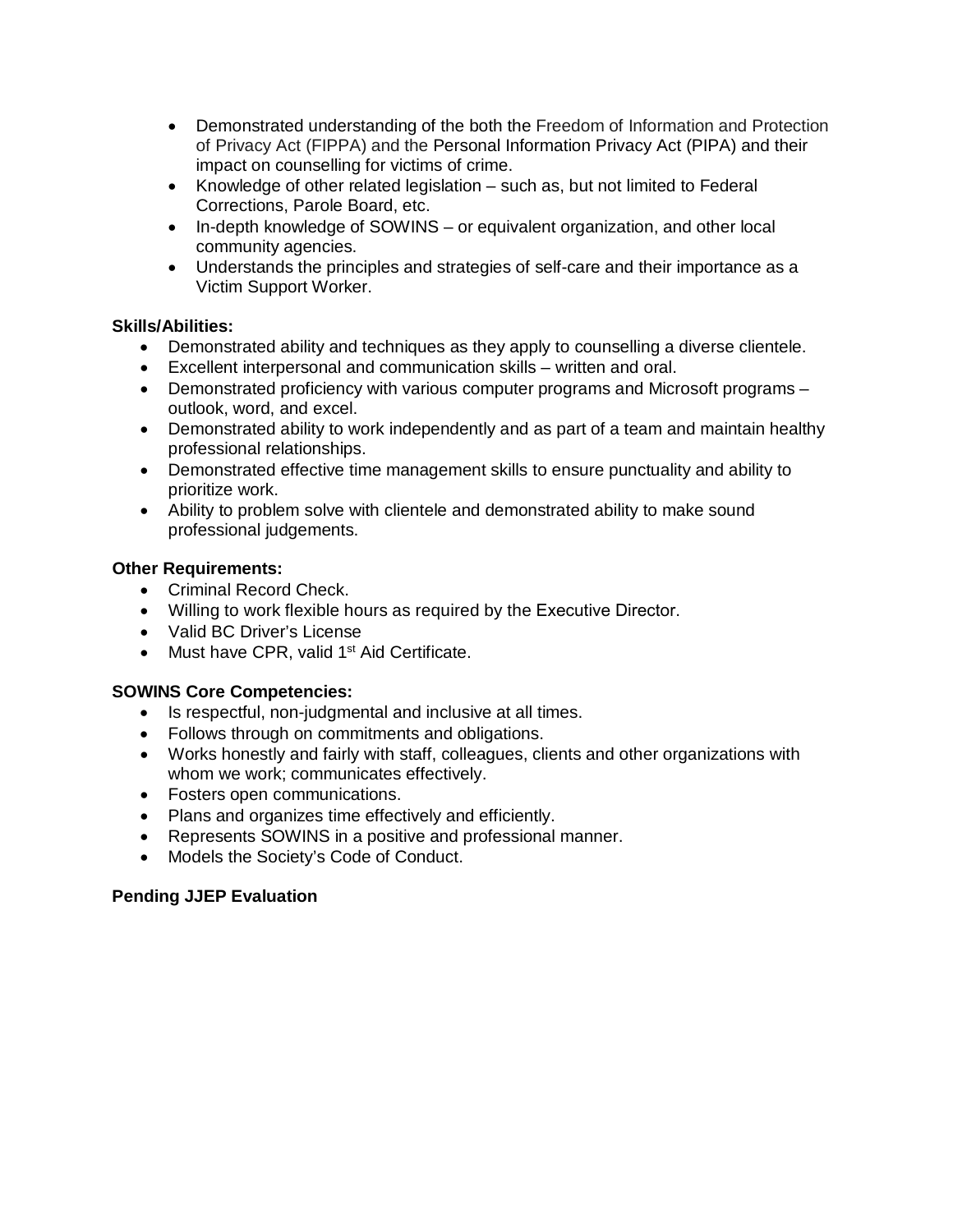- Demonstrated understanding of the both the Freedom of Information and Protection of Privacy Act (FIPPA) and the Personal Information Privacy Act (PIPA) and their impact on counselling for victims of crime.
- Knowledge of other related legislation – such as, but not limited to Federal Corrections, Parole Board, etc.
- In-depth knowledge of SOWINS – or equivalent organization, and other local community agencies.
- Understands the principles and strategies of self-care and their importance as a Victim Support Worker.

**Skills/Abilities:**

- Demonstrated ability and techniques as they apply to counselling a diverse clientele.
- Excellent interpersonal and communication skills – written and oral.
- Demonstrated proficiency with various computer programs and Microsoft programs – outlook, word, and excel.
- Demonstrated ability to work independently and as part of a team and maintain healthy professional relationships.
- Demonstrated effective time management skills to ensure punctuality and ability to prioritize work.
- Ability to problem solve with clientele and demonstrated ability to make sound professional judgements.

**Other Requirements:**

- Criminal Record Check.
- Willing to work flexible hours as required by the Executive Director.
- Valid BC Driver's License
- Must have CPR, valid 1st Aid Certificate.

**SOWINS Core Competencies:**

- Is respectful, non-judgmental and inclusive at all times.
- Follows through on commitments and obligations.
- Works honestly and fairly with staff, colleagues, clients and other organizations with whom we work; communicates effectively.
- Fosters open communications.
- Plans and organizes time effectively and efficiently.
- Represents SOWINS in a positive and professional manner.
- Models the Society's Code of Conduct.

**Pending JJEP Evaluation**